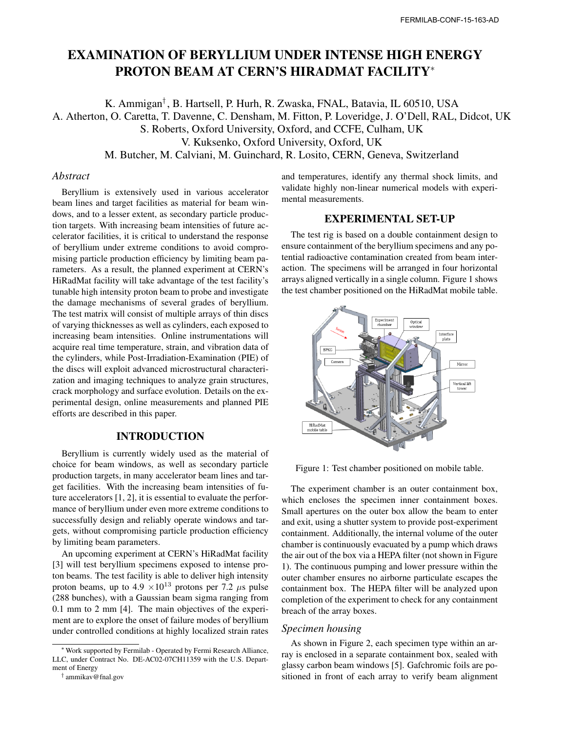FERMILAB-CONF-15-163-AD

# EXAMINATION OF BERYLLIUM UNDER INTENSE HIGH ENERGY PROTON BEAM AT CERN'S HIRADMAT FACILITY*

K. Ammigan†, B. Hartsell, P. Hurh, R. Zwaska, FNAL, Batavia, IL 60510, USA
A. Atherton, O. Caretta, T. Davenne, C. Densham, M. Fitton, P. Loveridge, J. O'Dell, RAL, Didcot, UK
S. Roberts, Oxford University, Oxford, and CCFE, Culham, UK
V. Kuksenko, Oxford University, Oxford, UK
M. Butcher, M. Calviani, M. Guinchard, R. Losito, CERN, Geneva, Switzerland

## *Abstract*

Beryllium is extensively used in various accelerator beam lines and target facilities as material for beam windows, and to a lesser extent, as secondary particle production targets. With increasing beam intensities of future accelerator facilities, it is critical to understand the response of beryllium under extreme conditions to avoid compromising particle production efficiency by limiting beam parameters. As a result, the planned experiment at CERN's HiRadMat facility will take advantage of the test facility's tunable high intensity proton beam to probe and investigate the damage mechanisms of several grades of beryllium. The test matrix will consist of multiple arrays of thin discs of varying thicknesses as well as cylinders, each exposed to increasing beam intensities. Online instrumentations will acquire real time temperature, strain, and vibration data of the cylinders, while Post-Irradiation-Examination (PIE) of the discs will exploit advanced microstructural characterization and imaging techniques to analyze grain structures, crack morphology and surface evolution. Details on the experimental design, online measurements and planned PIE efforts are described in this paper.

## INTRODUCTION

Beryllium is currently widely used as the material of choice for beam windows, as well as secondary particle production targets, in many accelerator beam lines and target facilities. With the increasing beam intensities of future accelerators [1, 2], it is essential to evaluate the performance of beryllium under even more extreme conditions to successfully design and reliably operate windows and targets, without compromising particle production efficiency by limiting beam parameters.

An upcoming experiment at CERN's HiRadMat facility [3] will test beryllium specimens exposed to intense proton beams. The test facility is able to deliver high intensity proton beams, up to $4.9 \times 10^{13}$ protons per 7.2 $\mu$s pulse (288 bunches), with a Gaussian beam sigma ranging from 0.1 mm to 2 mm [4]. The main objectives of the experiment are to explore the onset of failure modes of beryllium under controlled conditions at highly localized strain rates and temperatures, identify any thermal shock limits, and validate highly non-linear numerical models with experimental measurements.

## EXPERIMENTAL SET-UP

The test rig is based on a double containment design to ensure containment of the beryllium specimens and any potential radioactive contamination created from beam interaction. The specimens will be arranged in four horizontal arrays aligned vertically in a single column. Figure 1 shows the test chamber positioned on the HiRadMat mobile table.

Figure 1: Test chamber positioned on mobile table.

The experiment chamber is an outer containment box, which encloses the specimen inner containment boxes. Small apertures on the outer box allow the beam to enter and exit, using a shutter system to provide post-experiment containment. Additionally, the internal volume of the outer chamber is continuously evacuated by a pump which draws the air out of the box via a HEPA filter (not shown in Figure 1). The continuous pumping and lower pressure within the outer chamber ensures no airborne particulate escapes the containment box. The HEPA filter will be analyzed upon completion of the experiment to check for any containment breach of the array boxes.

### *Specimen housing*

As shown in Figure 2, each specimen type within an array is enclosed in a separate containment box, sealed with glassy carbon beam windows [5]. Gafchromic foils are positioned in front of each array to verify beam alignment

---

* Work supported by Fermilab - Operated by Fermi Research Alliance, LLC, under Contract No. DE-AC02-07CH11359 with the U.S. Department of Energy

† ammikav@fnal.gov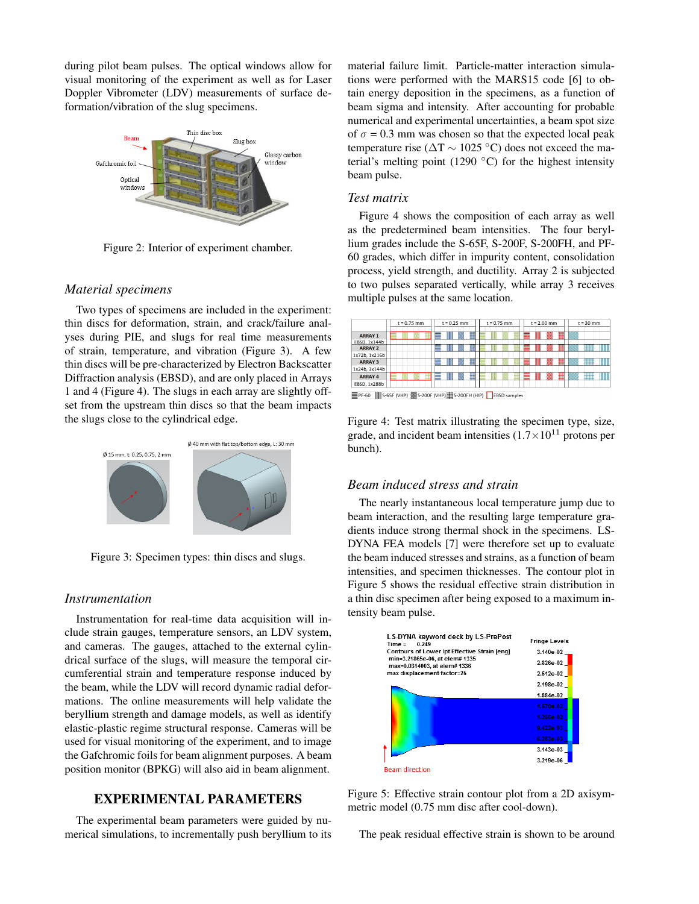during pilot beam pulses. The optical windows allow for visual monitoring of the experiment as well as for Laser Doppler Vibrometer (LDV) measurements of surface deformation/vibration of the slug specimens.

Figure 2: Interior of experiment chamber.

### Material specimens

Two types of specimens are included in the experiment: thin discs for deformation, strain, and crack/failure analyses during PIE, and slugs for real time measurements of strain, temperature, and vibration (Figure 3). A few thin discs will be pre-characterized by Electron Backscatter Diffraction analysis (EBSD), and are only placed in Arrays 1 and 4 (Figure 4). The slugs in each array are slightly offset from the upstream thin discs so that the beam impacts the slugs close to the cylindrical edge.

Figure 3: Specimen types: thin discs and slugs.

### Instrumentation

Instrumentation for real-time data acquisition will include strain gauges, temperature sensors, an LDV system, and cameras. The gauges, attached to the external cylindrical surface of the slugs, will measure the temporal circumferential strain and temperature response induced by the beam, while the LDV will record dynamic radial deformations. The online measurements will help validate the beryllium strength and damage models, as well as identify elastic-plastic regime structural response. Cameras will be used for visual monitoring of the experiment, and to image the Gafchromic foils for beam alignment purposes. A beam position monitor (BPKG) will also aid in beam alignment.

## EXPERIMENTAL PARAMETERS

The experimental beam parameters were guided by numerical simulations, to incrementally push beryllium to its material failure limit. Particle-matter interaction simulations were performed with the MARS15 code [6] to obtain energy deposition in the specimens, as a function of beam sigma and intensity. After accounting for probable numerical and experimental uncertainties, a beam spot size of $\sigma$ = 0.3 mm was chosen so that the expected local peak temperature rise ($\Delta T \sim 1025$ °C) does not exceed the material's melting point (1290 °C) for the highest intensity beam pulse.

### Test matrix

Figure 4 shows the composition of each array as well as the predetermined beam intensities. The four beryllium grades include the S-65F, S-200F, S-200FH, and PF-60 grades, which differ in impurity content, consolidation process, yield strength, and ductility. Array 2 is subjected to two pulses separated vertically, while array 3 receives multiple pulses at the same location.

Figure 4: Test matrix illustrating the specimen type, size, grade, and incident beam intensities ($1.7\times10^{11}$ protons per bunch).

### Beam induced stress and strain

The nearly instantaneous local temperature jump due to beam interaction, and the resulting large temperature gradients induce strong thermal shock in the specimens. LS-DYNA FEA models [7] were therefore set up to evaluate the beam induced stresses and strains, as a function of beam intensities, and specimen thicknesses. The contour plot in Figure 5 shows the residual effective strain distribution in a thin disc specimen after being exposed to a maximum intensity beam pulse.

Figure 5: Effective strain contour plot from a 2D axisymmetric model (0.75 mm disc after cool-down).

The peak residual effective strain is shown to be around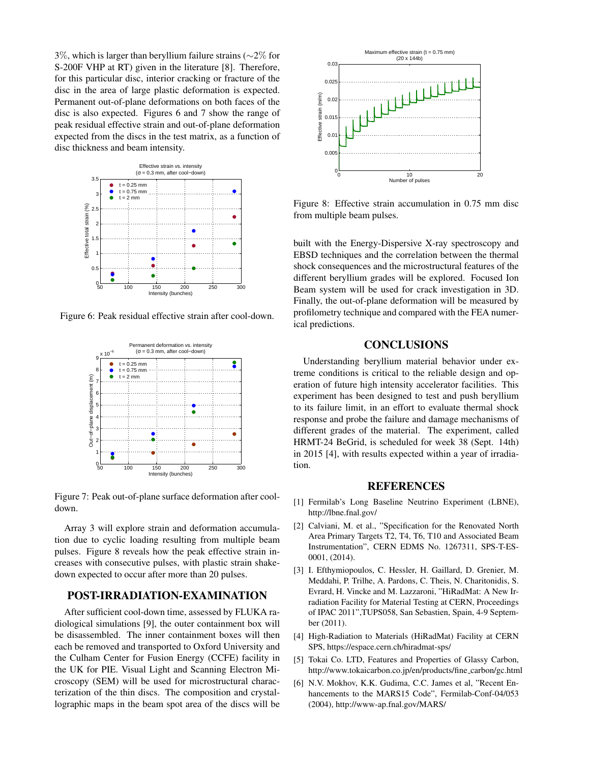3%, which is larger than beryllium failure strains (∼2% for S-200F VHP at RT) given in the literature [8]. Therefore, for this particular disc, interior cracking or fracture of the disc in the area of large plastic deformation is expected. Permanent out-of-plane deformations on both faces of the disc is also expected. Figures 6 and 7 show the range of peak residual effective strain and out-of-plane deformation expected from the discs in the test matrix, as a function of disc thickness and beam intensity.

Figure 6: Peak residual effective strain after cool-down.

Figure 7: Peak out-of-plane surface deformation after cool-down.

Array 3 will explore strain and deformation accumulation due to cyclic loading resulting from multiple beam pulses. Figure 8 reveals how the peak effective strain increases with consecutive pulses, with plastic strain shakedown expected to occur after more than 20 pulses.

## POST-IRRADIATION-EXAMINATION

After sufficient cool-down time, assessed by FLUKA radiological simulations [9], the outer containment box will be disassembled. The inner containment boxes will then each be removed and transported to Oxford University and the Culham Center for Fusion Energy (CCFE) facility in the UK for PIE. Visual Light and Scanning Electron Microscopy (SEM) will be used for microstructural characterization of the thin discs. The composition and crystallographic maps in the beam spot area of the discs will be built with the Energy-Dispersive X-ray spectroscopy and EBSD techniques and the correlation between the thermal shock consequences and the microstructural features of the different beryllium grades will be explored. Focused Ion Beam system will be used for crack investigation in 3D. Finally, the out-of-plane deformation will be measured by profilometry technique and compared with the FEA numerical predictions.

Figure 8: Effective strain accumulation in 0.75 mm disc from multiple beam pulses.

## CONCLUSIONS

Understanding beryllium material behavior under extreme conditions is critical to the reliable design and operation of future high intensity accelerator facilities. This experiment has been designed to test and push beryllium to its failure limit, in an effort to evaluate thermal shock response and probe the failure and damage mechanisms of different grades of the material. The experiment, called HRMT-24 BeGrid, is scheduled for week 38 (Sept. 14th) in 2015 [4], with results expected within a year of irradiation.

## REFERENCES

[1] Fermilab's Long Baseline Neutrino Experiment (LBNE), http://lbne.fnal.gov/

[2] Calviani, M. et al., "Specification for the Renovated North Area Primary Targets T2, T4, T6, T10 and Associated Beam Instrumentation", CERN EDMS No. 1267311, SPS-T-ES-0001, (2014).

[3] I. Efthymiopoulos, C. Hessler, H. Gaillard, D. Grenier, M. Meddahi, P. Trilhe, A. Pardons, C. Theis, N. Charitonidis, S. Evrard, H. Vincke and M. Lazzaroni, "HiRadMat: A New Irradiation Facility for Material Testing at CERN, Proceedings of IPAC 2011",TUPS058, San Sebastien, Spain, 4-9 September (2011).

[4] High-Radiation to Materials (HiRadMat) Facility at CERN SPS, https://espace.cern.ch/hiradmat-sps/

[5] Tokai Co. LTD, Features and Properties of Glassy Carbon, http://www.tokaicarbon.co.jp/en/products/fine_carbon/gc.html

[6] N.V. Mokhov, K.K. Gudima, C.C. James et al, "Recent Enhancements to the MARS15 Code", Fermilab-Conf-04/053 (2004), http://www-ap.fnal.gov/MARS/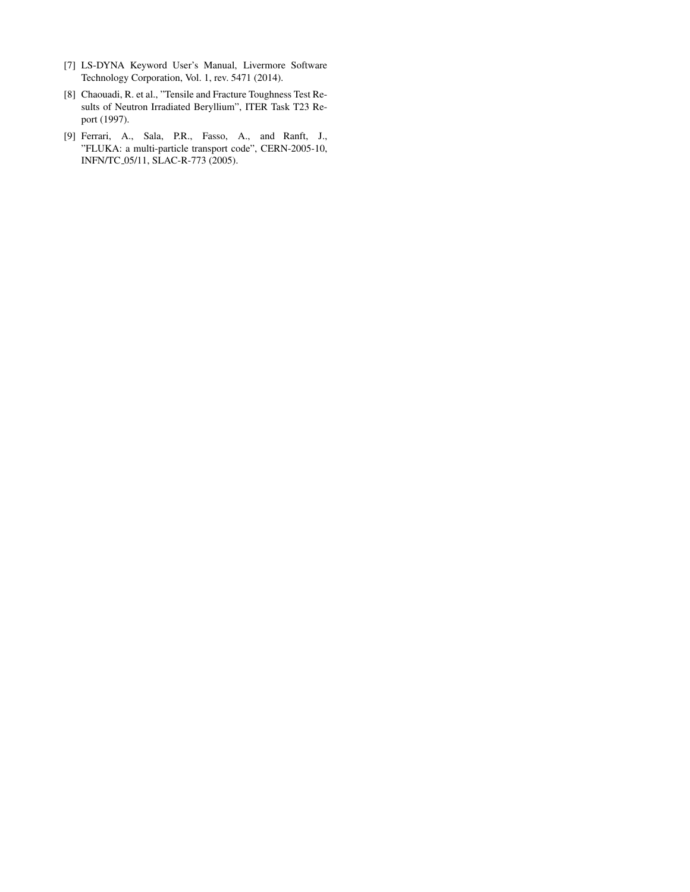[7] LS-DYNA Keyword User's Manual, Livermore Software Technology Corporation, Vol. 1, rev. 5471 (2014).

[8] Chaouadi, R. et al., "Tensile and Fracture Toughness Test Results of Neutron Irradiated Beryllium", ITER Task T23 Report (1997).

[9] Ferrari, A., Sala, P.R., Fasso, A., and Ranft, J., "FLUKA: a multi-particle transport code", CERN-2005-10, INFN/TC_05/11, SLAC-R-773 (2005).